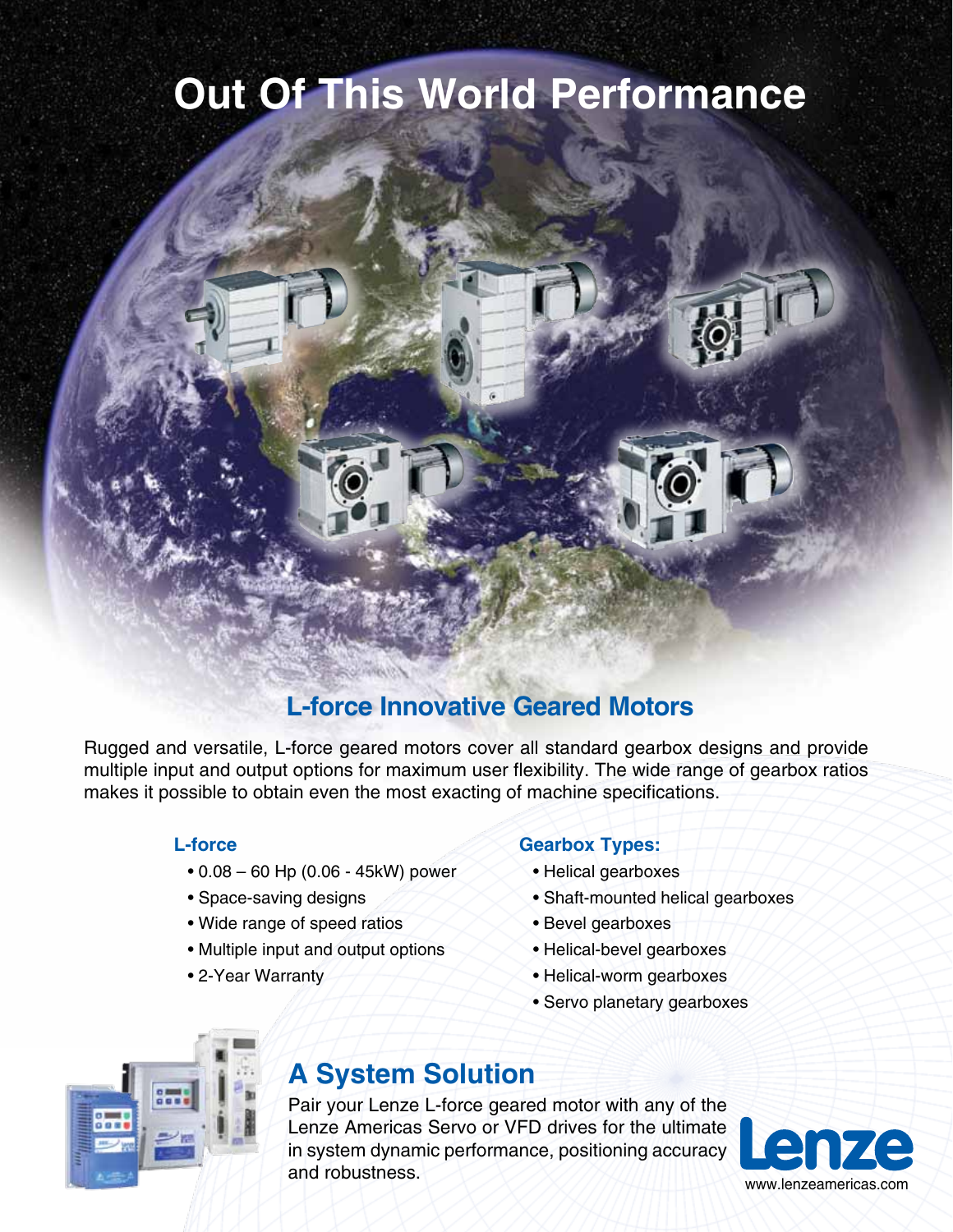# Out Of This World Performance

## L-force Innovative Geared Motors

Rugged and versatile, L-force geared motors cover all standard gearbox designs and provide multiple input and output options for maximum user flexibility. The wide range of gearbox ratios makes it possible to obtain even the most exacting of machine specifications.

### L-force

- 0.08 – 60 Hp (0.06 - 45kW) power
- Space-saving designs
- Wide range of speed ratios
- Multiple input and output options
- 2-Year Warranty

### Gearbox Types:

- Helical gearboxes
- Shaft-mounted helical gearboxes
- Bevel gearboxes
- Helical-bevel gearboxes
- Helical-worm gearboxes
- Servo planetary gearboxes

## A System Solution

Pair your Lenze L-force geared motor with any of the Lenze Americas Servo or VFD drives for the ultimate in system dynamic performance, positioning accuracy and robustness.

Lenze

www.lenzeamericas.com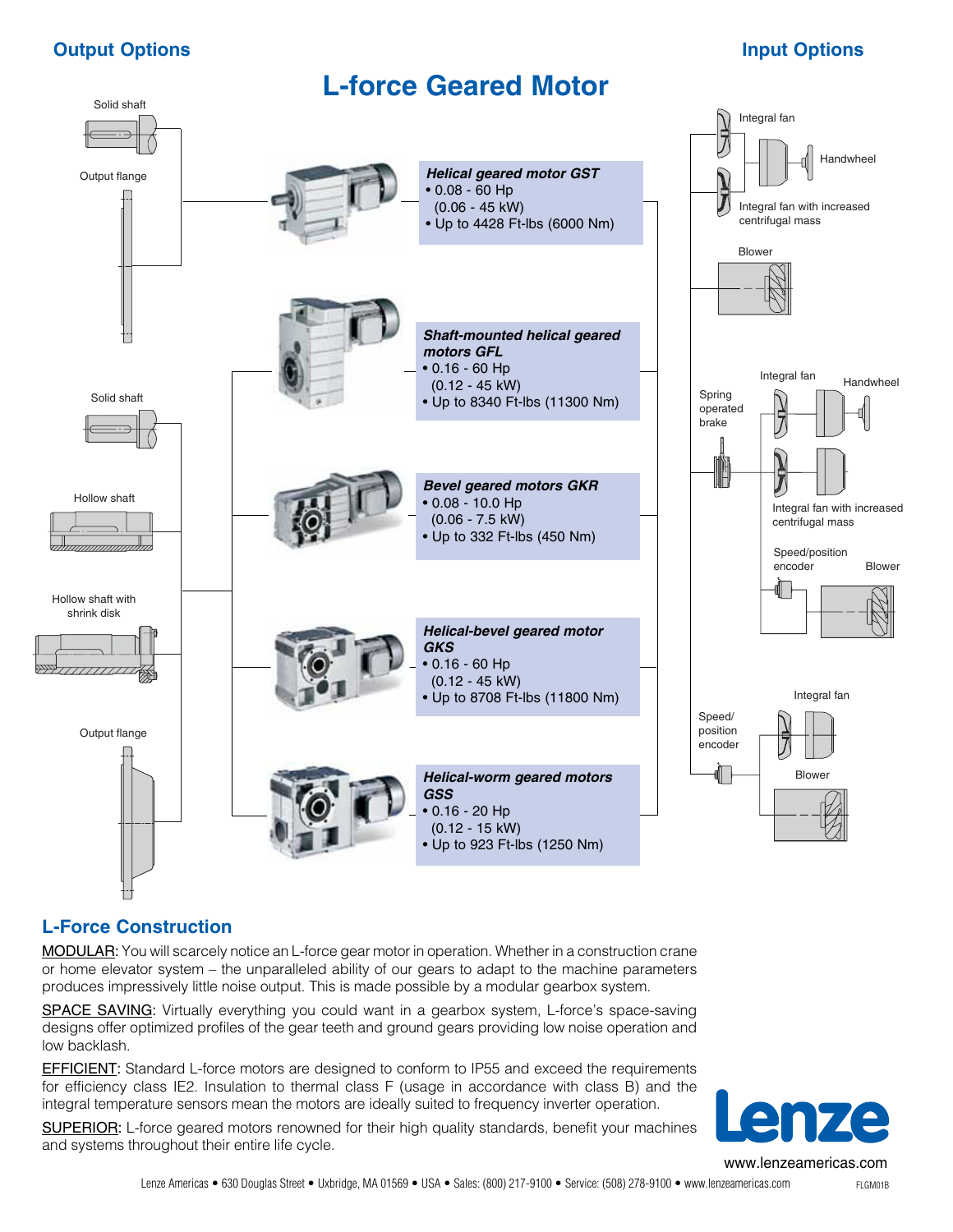## Output Options

## L-force Geared Motor

## Input Options

Solid shaft

Output flange

***Helical geared motor GST***
- 0.08 - 60 Hp (0.06 - 45 kW)
- Up to 4428 Ft-lbs (6000 Nm)

Integral fan

Handwheel

Integral fan with increased centrifugal mass

Blower

***Shaft-mounted helical geared motors GFL***
- 0.16 - 60 Hp (0.12 - 45 kW)
- Up to 8340 Ft-lbs (11300 Nm)

Solid shaft

Spring operated brake

Integral fan

Handwheel

Integral fan with increased centrifugal mass

Hollow shaft

***Bevel geared motors GKR***
- 0.08 - 10.0 Hp (0.06 - 7.5 kW)
- Up to 332 Ft-lbs (450 Nm)

Speed/position encoder

Blower

Hollow shaft with shrink disk

***Helical-bevel geared motor GKS***
- 0.16 - 60 Hp (0.12 - 45 kW)
- Up to 8708 Ft-lbs (11800 Nm)

Output flange

Speed/ position encoder

Integral fan

Blower

***Helical-worm geared motors GSS***
- 0.16 - 20 Hp (0.12 - 15 kW)
- Up to 923 Ft-lbs (1250 Nm)

## L-Force Construction

MODULAR: You will scarcely notice an L-force gear motor in operation. Whether in a construction crane or home elevator system – the unparalleled ability of our gears to adapt to the machine parameters produces impressively little noise output. This is made possible by a modular gearbox system.

SPACE SAVING: Virtually everything you could want in a gearbox system, L-force's space-saving designs offer optimized profiles of the gear teeth and ground gears providing low noise operation and low backlash.

EFFICIENT: Standard L-force motors are designed to conform to IP55 and exceed the requirements for efficiency class IE2. Insulation to thermal class F (usage in accordance with class B) and the integral temperature sensors mean the motors are ideally suited to frequency inverter operation.

SUPERIOR: L-force geared motors renowned for their high quality standards, benefit your machines and systems throughout their entire life cycle.

Lenze

www.lenzeamericas.com

Lenze Americas • 630 Douglas Street • Uxbridge, MA 01569 • USA • Sales: (800) 217-9100 • Service: (508) 278-9100 • www.lenzeamericas.com

FLGM01B